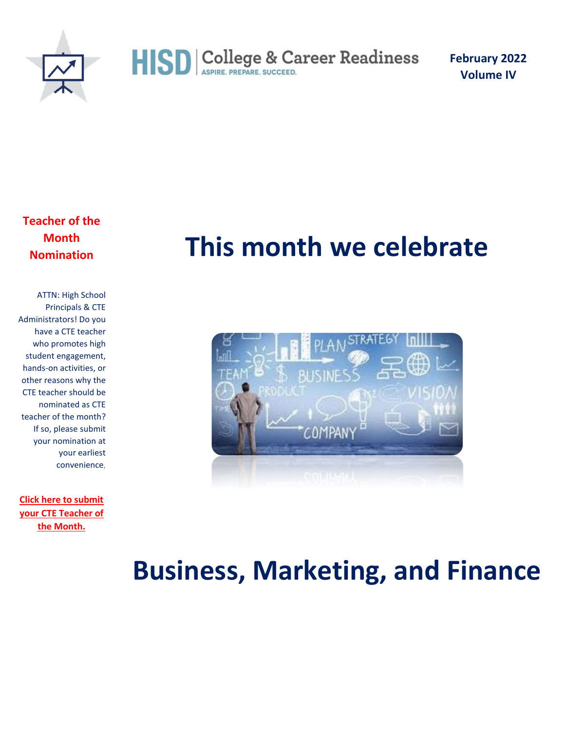HISD | College & Career Readiness
ASPIRE. PREPARE. SUCCEED.

**February 2022**
**Volume IV**

## Teacher of the Month Nomination

ATTN: High School Principals & CTE Administrators! Do you have a CTE teacher who promotes high student engagement, hands-on activities, or other reasons why the CTE teacher should be nominated as CTE teacher of the month? If so, please submit your nomination at your earliest convenience.

**Click here to submit your CTE Teacher of the Month.**

# This month we celebrate

# Business, Marketing, and Finance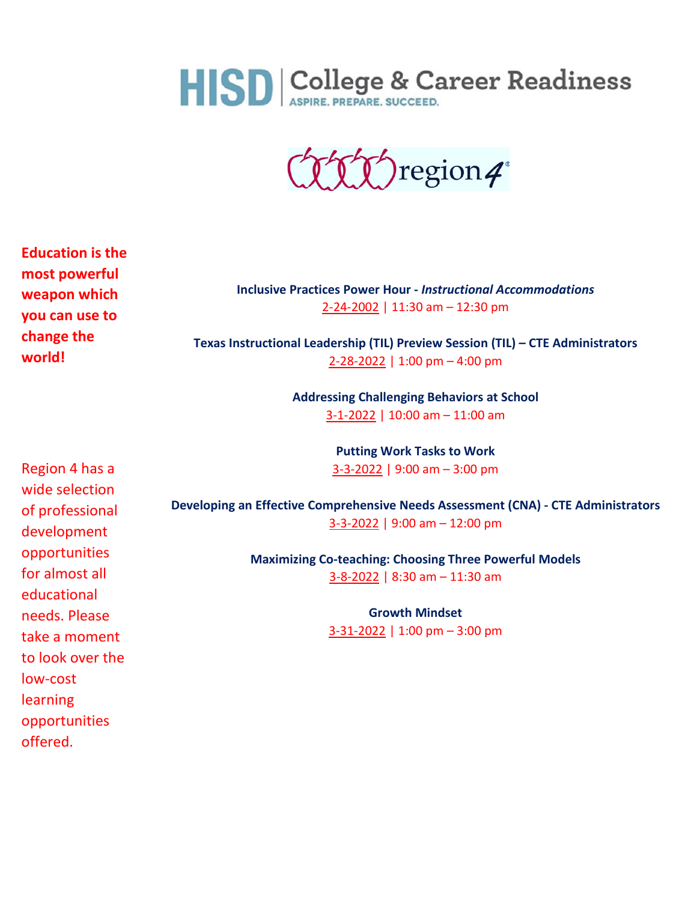**HISD | College & Career Readiness**
ASPIRE. PREPARE. SUCCEED.

region 4

**Education is the most powerful weapon which you can use to change the world!**

Region 4 has a wide selection of professional development opportunities for almost all educational needs. Please take a moment to look over the low-cost learning opportunities offered.

**Inclusive Practices Power Hour -** ***Instructional Accommodations***
2-24-2002 | 11:30 am – 12:30 pm

**Texas Instructional Leadership (TIL) Preview Session (TIL) – CTE Administrators**
2-28-2022 | 1:00 pm – 4:00 pm

**Addressing Challenging Behaviors at School**
3-1-2022 | 10:00 am – 11:00 am

**Putting Work Tasks to Work**
3-3-2022 | 9:00 am – 3:00 pm

**Developing an Effective Comprehensive Needs Assessment (CNA) - CTE Administrators**
3-3-2022 | 9:00 am – 12:00 pm

**Maximizing Co-teaching: Choosing Three Powerful Models**
3-8-2022 | 8:30 am – 11:30 am

**Growth Mindset**
3-31-2022 | 1:00 pm – 3:00 pm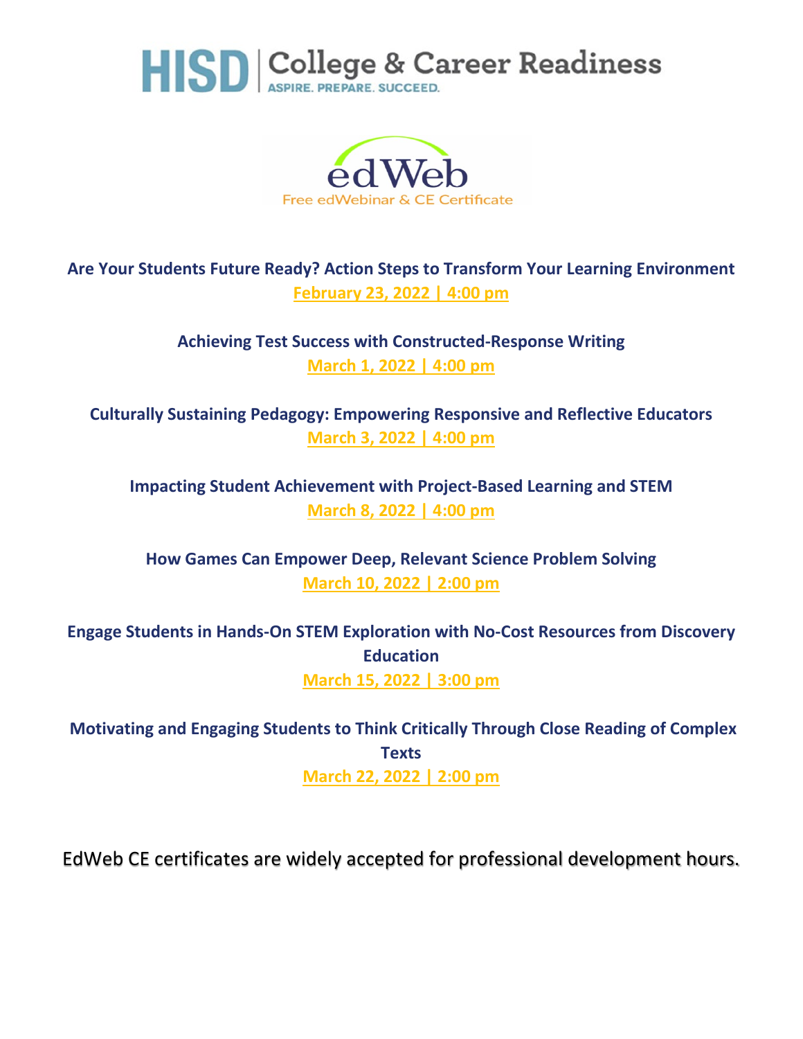**HISD | College & Career Readiness**
ASPIRE. PREPARE. SUCCEED.

**edWeb**
Free edWebinar & CE Certificate

**Are Your Students Future Ready? Action Steps to Transform Your Learning Environment**
February 23, 2022 | 4:00 pm

**Achieving Test Success with Constructed-Response Writing**
March 1, 2022 | 4:00 pm

**Culturally Sustaining Pedagogy: Empowering Responsive and Reflective Educators**
March 3, 2022 | 4:00 pm

**Impacting Student Achievement with Project-Based Learning and STEM**
March 8, 2022 | 4:00 pm

**How Games Can Empower Deep, Relevant Science Problem Solving**
March 10, 2022 | 2:00 pm

**Engage Students in Hands-On STEM Exploration with No-Cost Resources from Discovery Education**
March 15, 2022 | 3:00 pm

**Motivating and Engaging Students to Think Critically Through Close Reading of Complex Texts**
March 22, 2022 | 2:00 pm

EdWeb CE certificates are widely accepted for professional development hours.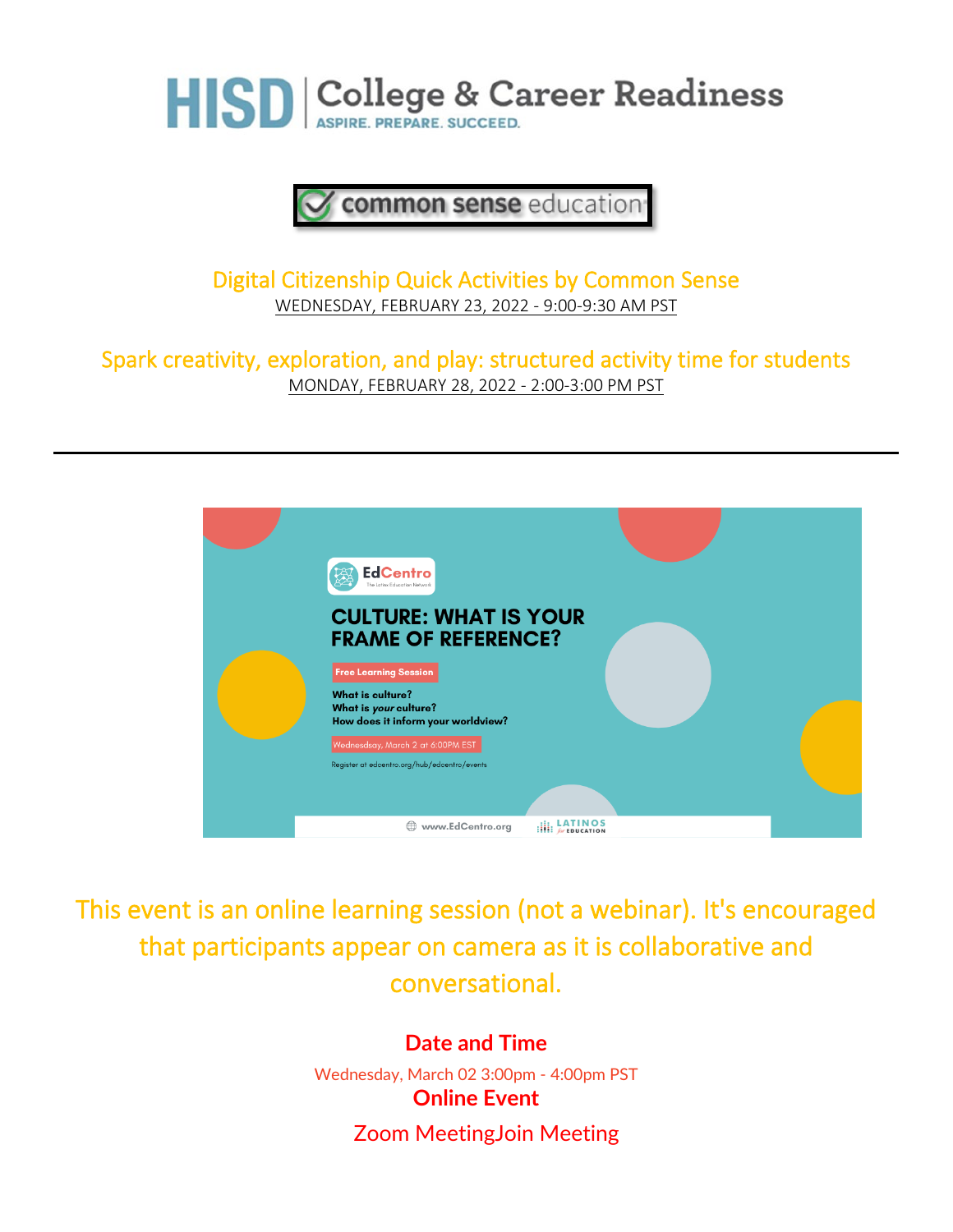HISD | College & Career Readiness
ASPIRE. PREPARE. SUCCEED.

common sense education

## Digital Citizenship Quick Activities by Common Sense

WEDNESDAY, FEBRUARY 23, 2022 - 9:00-9:30 AM PST

## Spark creativity, exploration, and play: structured activity time for students

MONDAY, FEBRUARY 28, 2022 - 2:00-3:00 PM PST

---

EdCentro
The Latinx Education Network

**CULTURE: WHAT IS YOUR FRAME OF REFERENCE?**

Free Learning Session

**What is culture?**
**What is *your* culture?**
**How does it inform your worldview?**

Wednesday, March 2 at 6:00PM EST

Register at edcentro.org/hub/edcentro/events

www.EdCentro.org | LATINOS for EDUCATION

This event is an online learning session (not a webinar). It's encouraged that participants appear on camera as it is collaborative and conversational.

**Date and Time**

Wednesday, March 02 3:00pm - 4:00pm PST

**Online Event**

Zoom MeetingJoin Meeting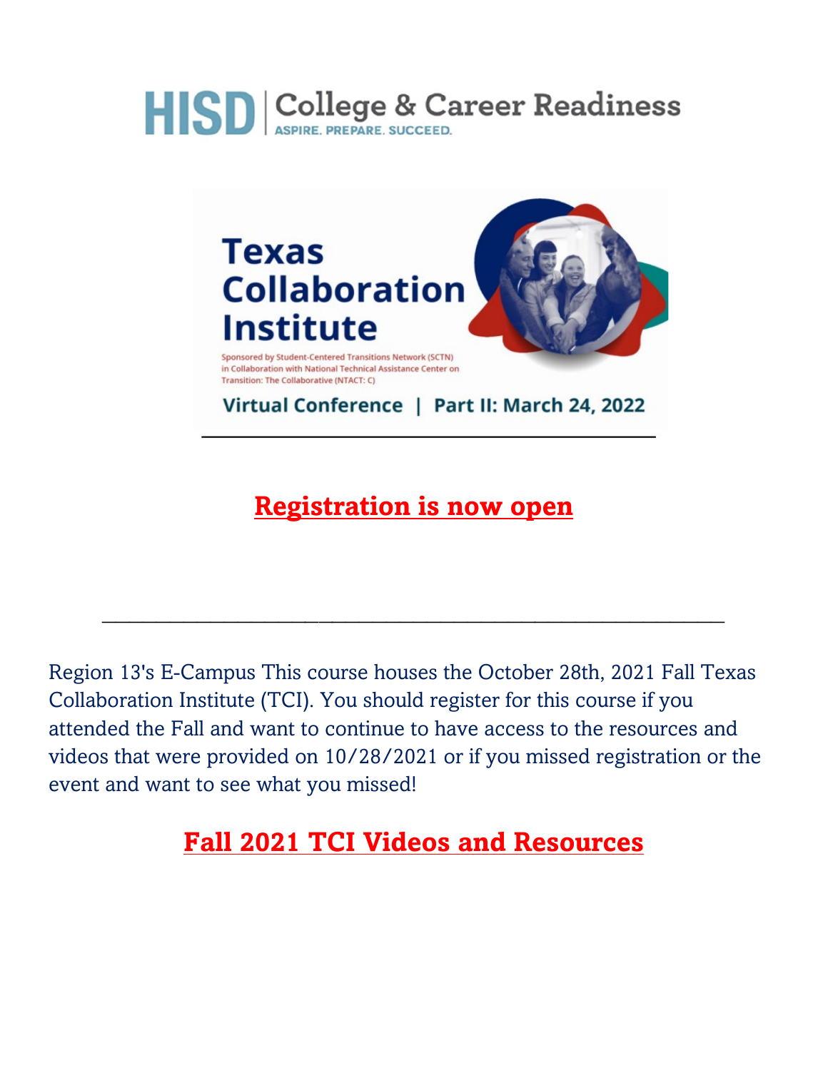HISD | College & Career Readiness
ASPIRE. PREPARE. SUCCEED.

# Texas Collaboration Institute

Sponsored by Student-Centered Transitions Network (SCTN) in Collaboration with National Technical Assistance Center on Transition: The Collaborative (NTACT: C)

Virtual Conference | Part II: March 24, 2022

---

## Registration is now open

---

Region 13's E-Campus This course houses the October 28th, 2021 Fall Texas Collaboration Institute (TCI). You should register for this course if you attended the Fall and want to continue to have access to the resources and videos that were provided on 10/28/2021 or if you missed registration or the event and want to see what you missed!

## Fall 2021 TCI Videos and Resources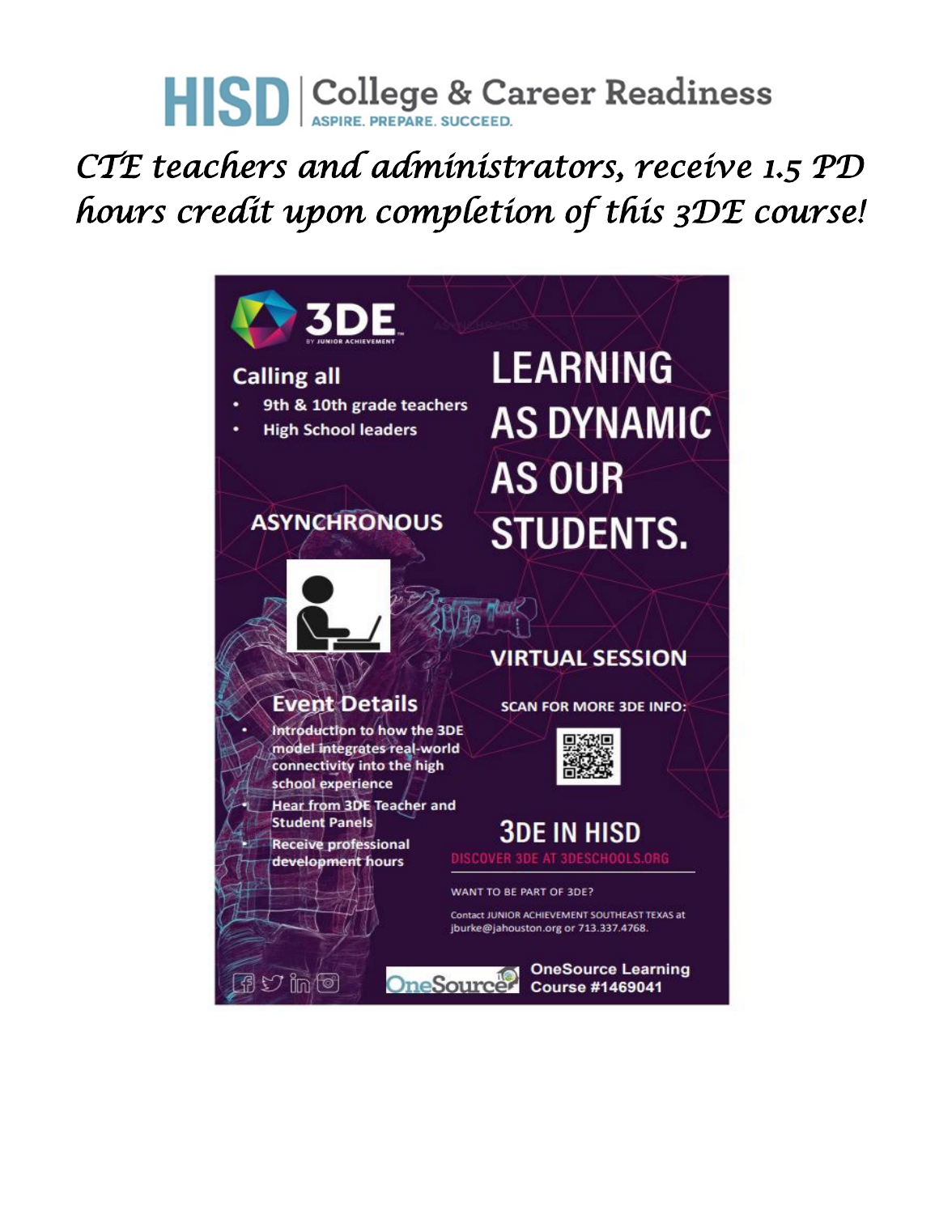# HISD | College & Career Readiness

ASPIRE. PREPARE. SUCCEED.

*CTE teachers and administrators, receive 1.5 PD hours credit upon completion of this 3DE course!*

3DE BY JUNIOR ACHIEVEMENT

**Calling all**

- 9th & 10th grade teachers
- High School leaders

# LEARNING AS DYNAMIC AS OUR STUDENTS.

**ASYNCHRONOUS**

**VIRTUAL SESSION**

**Event Details**

- Introduction to how the 3DE model integrates real-world connectivity into the high school experience
- Hear from 3DE Teacher and Student Panels
- Receive professional development hours

SCAN FOR MORE 3DE INFO:

## 3DE IN HISD

DISCOVER 3DE AT 3DESCHOOLS.ORG

WANT TO BE PART OF 3DE?

Contact JUNIOR ACHIEVEMENT SOUTHEAST TEXAS at jburke@jahouston.org or 713.337.4768.

OneSource Learning Course #1469041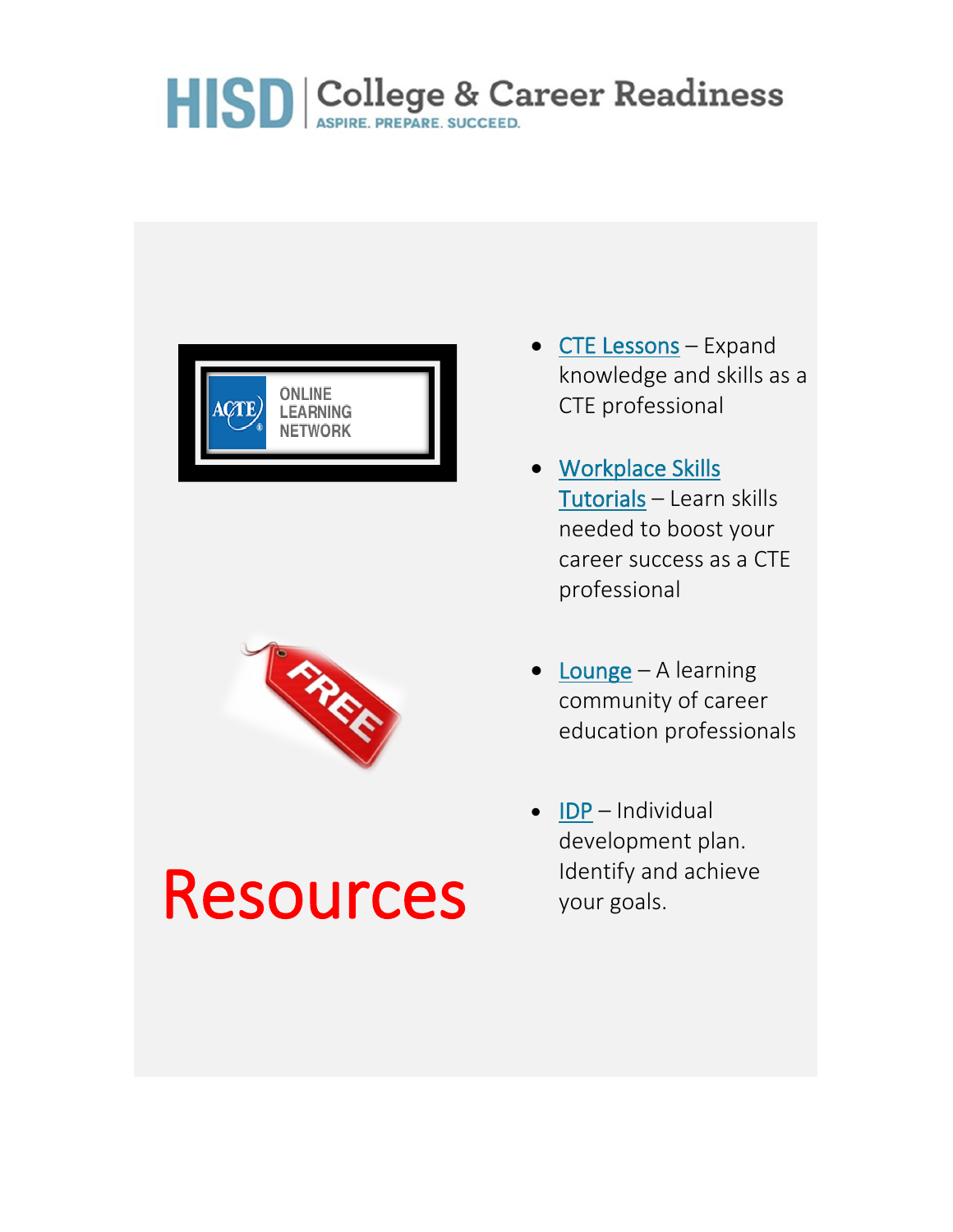HISD | College & Career Readiness

ASPIRE. PREPARE. SUCCEED.

ACTE ONLINE LEARNING NETWORK

FREE

# Resources

- CTE Lessons – Expand knowledge and skills as a CTE professional
- Workplace Skills Tutorials – Learn skills needed to boost your career success as a CTE professional
- Lounge – A learning community of career education professionals
- IDP – Individual development plan. Identify and achieve your goals.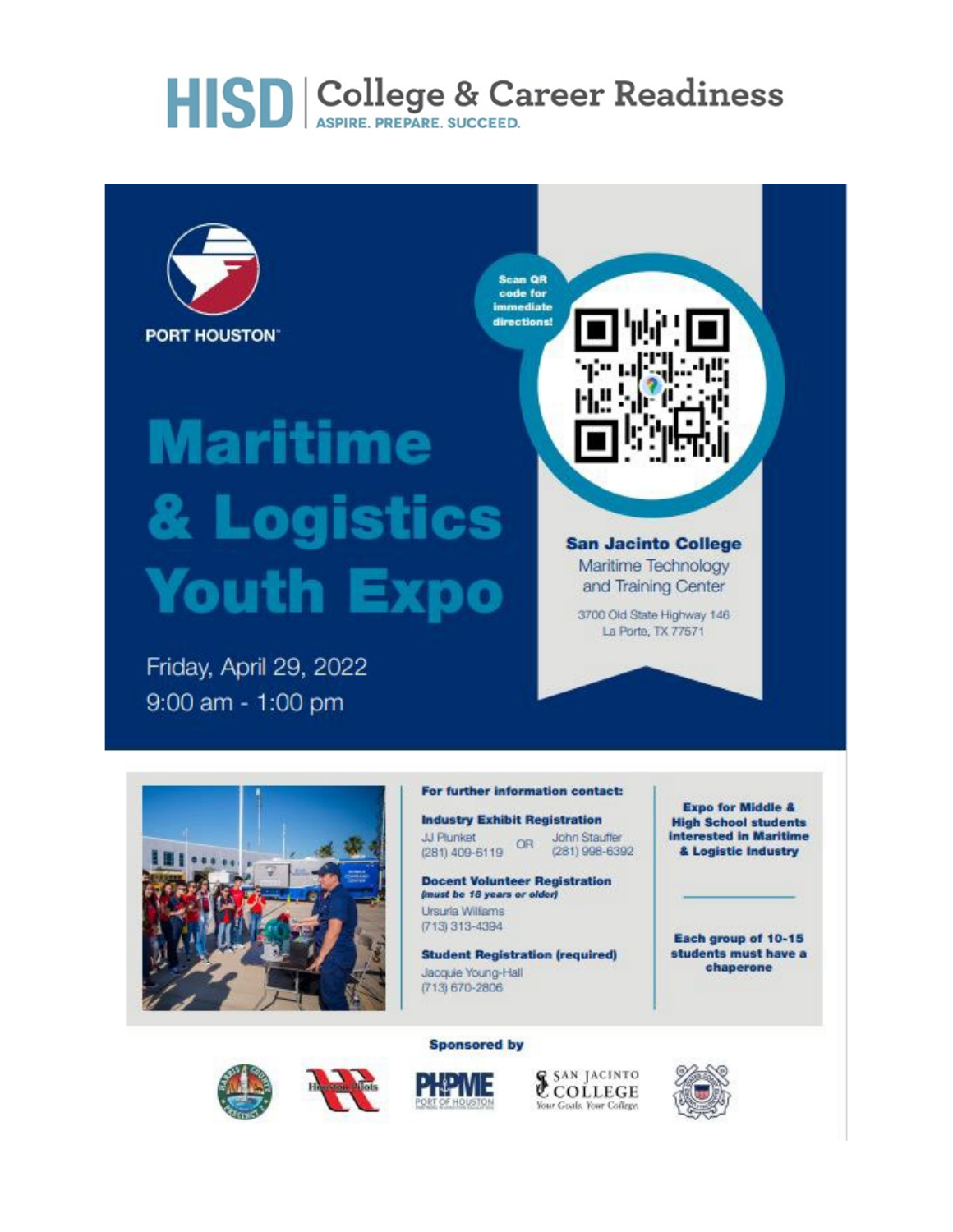# HISD | College & Career Readiness

ASPIRE. PREPARE. SUCCEED.

PORT HOUSTON

# Maritime & Logistics Youth Expo

Friday, April 29, 2022
9:00 am - 1:00 pm

**Scan QR code for immediate directions!**

**San Jacinto College**
Maritime Technology and Training Center

3700 Old State Highway 146
La Porte, TX 77571

**For further information contact:**

**Industry Exhibit Registration**
JJ Plunket (281) 409-6119 OR John Stauffer (281) 998-6392

**Docent Volunteer Registration**
*(must be 18 years or older)*
Ursurla Williams
(713) 313-4394

**Student Registration (required)**
Jacquie Young-Hall
(713) 670-2806

**Expo for Middle & High School students interested in Maritime & Logistic Industry**

**Each group of 10-15 students must have a chaperone**

**Sponsored by**

Houston Pilots | PHPME Port of Houston | San Jacinto College Your Goals. Your College.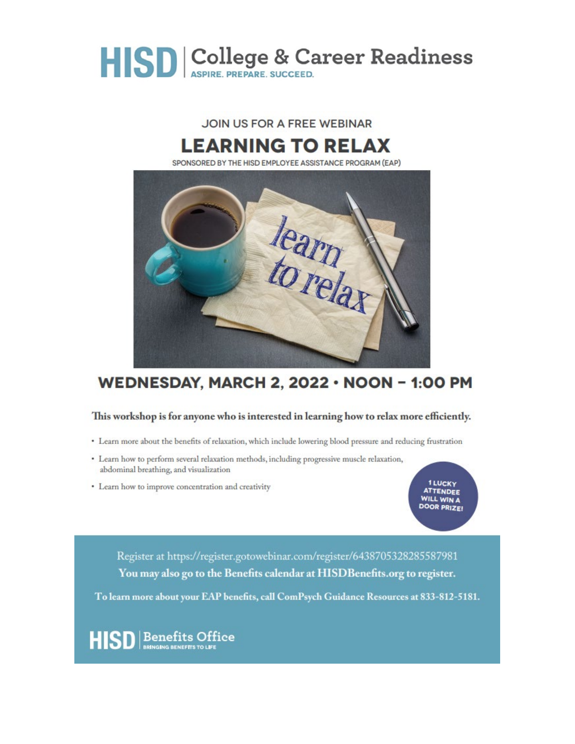# HISD | College & Career Readiness

ASPIRE. PREPARE. SUCCEED.

JOIN US FOR A FREE WEBINAR

## LEARNING TO RELAX

SPONSORED BY THE HISD EMPLOYEE ASSISTANCE PROGRAM (EAP)

## WEDNESDAY, MARCH 2, 2022 • NOON – 1:00 PM

**This workshop is for anyone who is interested in learning how to relax more efficiently.**

- Learn more about the benefits of relaxation, which include lowering blood pressure and reducing frustration
- Learn how to perform several relaxation methods, including progressive muscle relaxation, abdominal breathing, and visualization
- Learn how to improve concentration and creativity

1 LUCKY ATTENDEE WILL WIN A DOOR PRIZE!

Register at https://register.gotowebinar.com/register/6438705328285587981

**You may also go to the Benefits calendar at HISDBenefits.org to register.**

**To learn more about your EAP benefits, call ComPsych Guidance Resources at 833-812-5181.**

HISD | Benefits Office

BRINGING BENEFITS TO LIFE